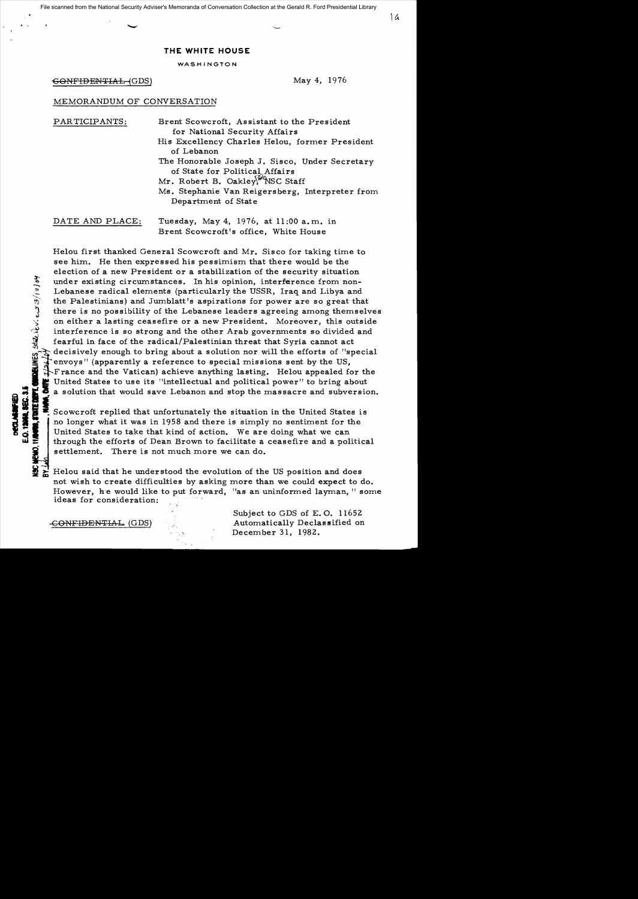# THE WHITE HOUSE

WASHINGTON

~~CONFIDENTIAL~~ (GDS) May 4, 1976

MEMORANDUM OF CONVERSATION

PARTICIPANTS: Brent Scowcroft, Assistant to the President for National Security Affairs

His Excellency Charles Helou, former President of Lebanon

The Honorable Joseph J. Sisco, Under Secretary of State for Political Affairs

Mr. Robert B. Oakley, NSC Staff

Ms. Stephanie Van Reigersberg, Interpreter from Department of State

DATE AND PLACE: Tuesday, May 4, 1976, at 11:00 a.m. in Brent Scowcroft's office, White House

Helou first thanked General Scowcroft and Mr. Sisco for taking time to see him. He then expressed his pessimism that there would be the election of a new President or a stabilization of the security situation under existing circumstances. In his opinion, interference from non-Lebanese radical elements (particularly the USSR, Iraq and Libya and the Palestinians) and Jumblatt's aspirations for power are so great that there is no possibility of the Lebanese leaders agreeing among themselves on either a lasting ceasefire or a new President. Moreover, this outside interference is so strong and the other Arab governments so divided and fearful in face of the radical/Palestinian threat that Syria cannot act decisively enough to bring about a solution nor will the efforts of "special envoys" (apparently a reference to special missions sent by the US, France and the Vatican) achieve anything lasting. Helou appealed for the United States to use its "intellectual and political power" to bring about a solution that would save Lebanon and stop the massacre and subversion.

Scowcroft replied that unfortunately the situation in the United States is no longer what it was in 1958 and there is simply no sentiment for the United States to take that kind of action. We are doing what we can through the efforts of Dean Brown to facilitate a ceasefire and a political settlement. There is not much more we can do.

Helou said that he understood the evolution of the US position and does not wish to create difficulties by asking more than we could expect to do. However, he would like to put forward, "as an uninformed layman," some ideas for consideration:

~~CONFIDENTIAL~~ (GDS)

Subject to GDS of E.O. 11652
Automatically Declassified on
December 31, 1982.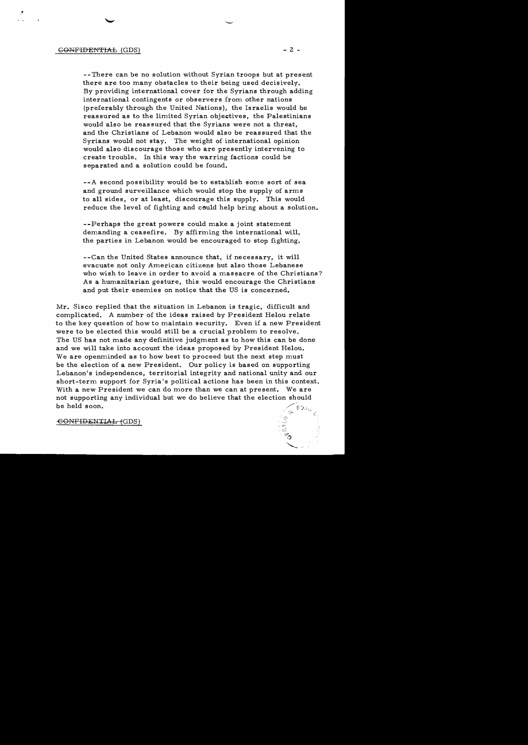--There can be no solution without Syrian troops but at present there are too many obstacles to their being used decisively. By providing international cover for the Syrians through adding international contingents or observers from other nations (preferably through the United Nations), the Israelis would be reassured as to the limited Syrian objectives, the Palestinians would also be reassured that the Syrians were not a threat, and the Christians of Lebanon would also be reassured that the Syrians would not stay. The weight of international opinion would also discourage those who are presently intervening to create trouble. In this way the warring factions could be separated and a solution could be found.

--A second possibility would be to establish some sort of sea and ground surveillance which would stop the supply of arms to all sides, or at least, discourage this supply. This would reduce the level of fighting and could help bring about a solution.

--Perhaps the great powers could make a joint statement demanding a ceasefire. By affirming the international will, the parties in Lebanon would be encouraged to stop fighting.

--Can the United States announce that, if necessary, it will evacuate not only American citizens but also those Lebanese who wish to leave in order to avoid a massacre of the Christians? As a humanitarian gesture, this would encourage the Christians and put their enemies on notice that the US is concerned.

Mr. Sisco replied that the situation in Lebanon is tragic, difficult and complicated. A number of the ideas raised by President Helou relate to the key question of how to maintain security. Even if a new President were to be elected this would still be a crucial problem to resolve. The US has not made any definitive judgment as to how this can be done and we will take into account the ideas proposed by President Helou. We are openminded as to how best to proceed but the next step must be the election of a new President. Our policy is based on supporting Lebanon's independence, territorial integrity and national unity and our short-term support for Syria's political actions has been in this context. With a new President we can do more than we can at present. We are not supporting any individual but we do believe that the election should be held soon.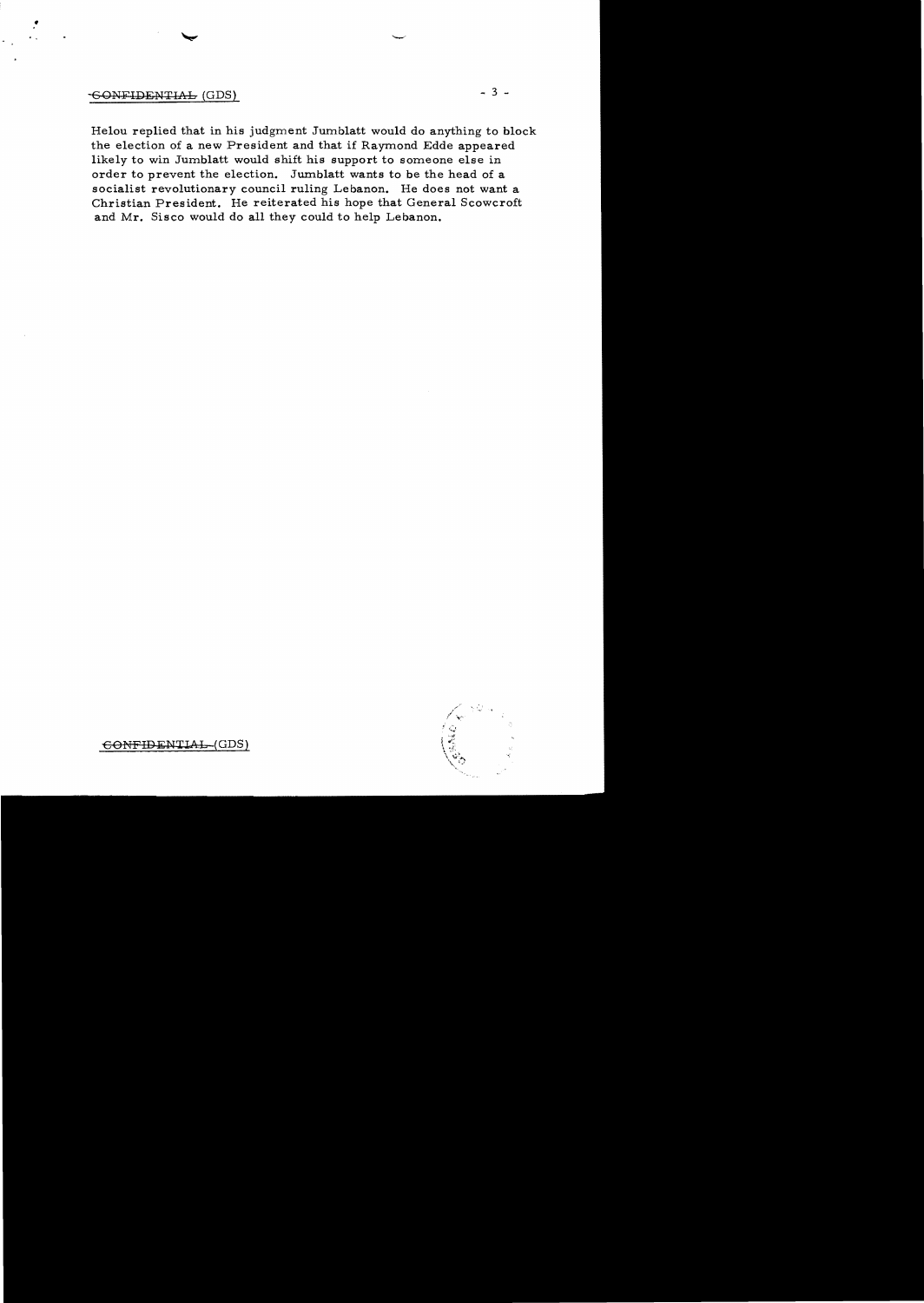~~CONFIDENTIAL~~ (GDS)

Helou replied that in his judgment Jumblatt would do anything to block the election of a new President and that if Raymond Edde appeared likely to win Jumblatt would shift his support to someone else in order to prevent the election. Jumblatt wants to be the head of a socialist revolutionary council ruling Lebanon. He does not want a Christian President. He reiterated his hope that General Scowcroft and Mr. Sisco would do all they could to help Lebanon.

~~CONFIDENTIAL~~ (GDS)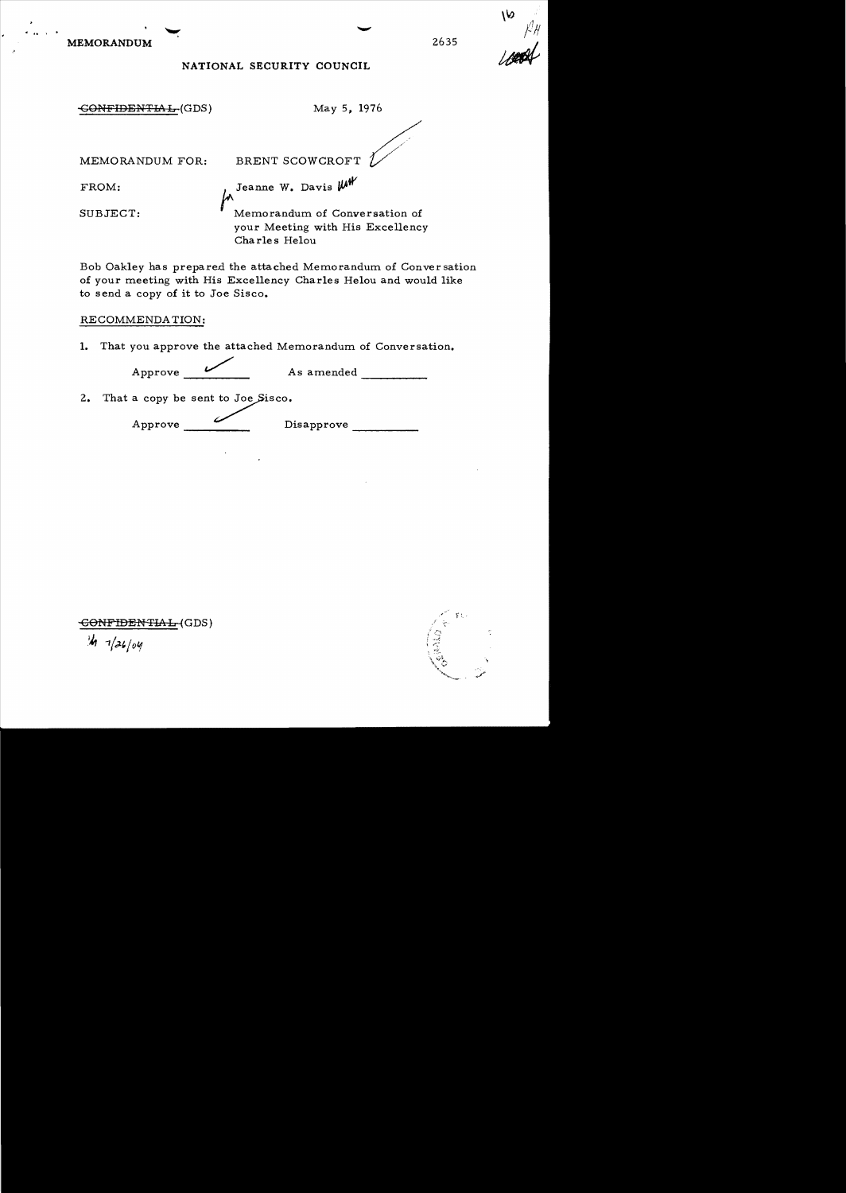MEMORANDUM 2635

NATIONAL SECURITY COUNCIL

~~CONFIDENTIAL~~ (GDS) May 5, 1976

MEMORANDUM FOR: BRENT SCOWCROFT

FROM: Jeanne W. Davis

SUBJECT: Memorandum of Conversation of your Meeting with His Excellency Charles Helou

Bob Oakley has prepared the attached Memorandum of Conversation of your meeting with His Excellency Charles Helou and would like to send a copy of it to Joe Sisco.

RECOMMENDATION:

1. That you approve the attached Memorandum of Conversation.

   Approve ✓ As amended ______

2. That a copy be sent to Joe Sisco.

   Approve ✓ Disapprove ______

~~CONFIDENTIAL~~ (GDS)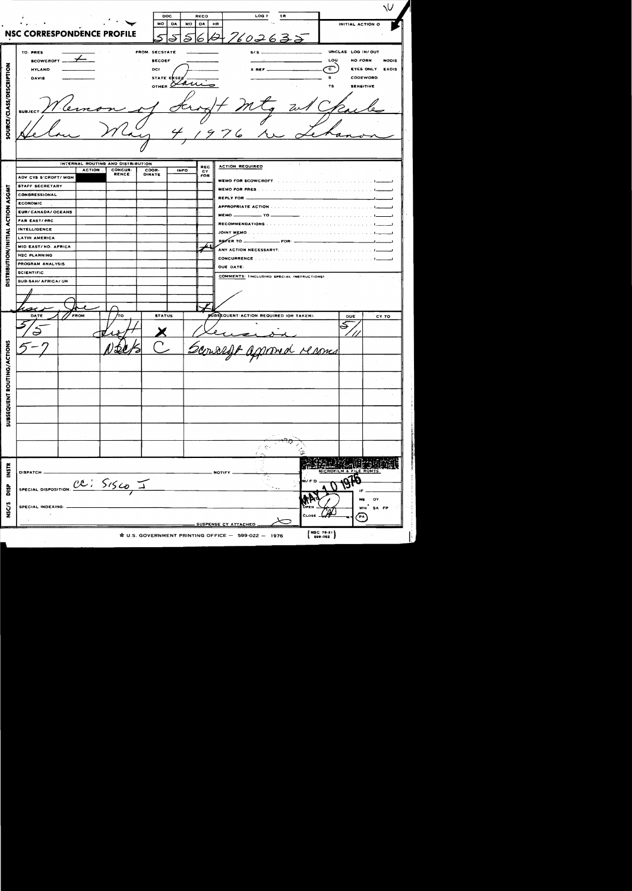NSC CORRESPONDENCE PROFILE

| DOC MO | DOC DA | RECD MO | RECD DA | RECD HR | LOG # | INITIAL ACTION O |
|---|---|---|---|---|---|---|
| 5 | 5 | 5 | 6 | 12 | 7602635 | |

**SOURCE/CLASS/DESCRIPTION**

TO: PRES
SCOWCROFT ✓
HYLAND
DAVIS

FROM: SECSTATE
SECDEF
DCI
STATE EXSEC
OTHER Davis

S/S
X REF

UNCLAS LOG IN/OUT
LOU NO FORN NODIS
(C) EYES ONLY EXDIS
S CODEWORD
TS SENSITIVE

SUBJECT: Memo of Scroft Mtg w/ Charles Helou May 4, 1976 re Lebanon

**DISTRIBUTION/INITIAL ACTION ASGMT**

INTERNAL ROUTING AND DISTRIBUTION

| | ACTION | CONCURRENCE | COORDINATE | INFO | REC CY FOR |
|---|---|---|---|---|---|
| ADV CYS S'CROFT/WGH | | | | | |
| STAFF SECRETARY | | | | | |
| CONGRESSIONAL | | | | | |
| ECONOMIC | | | | | |
| EUR/CANADA/OCEANS | | | | | |
| FAR EAST/PRC | | | | | |
| INTELLIGENCE | | | | | |
| LATIN AMERICA | | | | | |
| MID EAST/NO. AFRICA | | | | | ✓ |
| NSC PLANNING | | | | | |
| PROGRAM ANALYSIS | | | | | |
| SCIENTIFIC | | | | | |
| SUB-SAH/AFRICA/UN | | | | | |
| | | | | | |
| Janka | | | | | ✓ |

ACTION REQUIRED

MEMO FOR SCOWCROFT ( )
MEMO FOR PRES ( )
REPLY FOR ( )
APPROPRIATE ACTION ( )
MEMO ____ TO ____ ( )
RECOMMENDATIONS ( )
JOINT MEMO ( )
REFER TO ____ FOR: ____ ( )
ANY ACTION NECESSARY? ( )
CONCURRENCE ( )
DUE DATE:
COMMENTS: (INCLUDING SPECIAL INSTRUCTIONS)

**SUBSEQUENT ROUTING/ACTIONS**

| DATE | FROM | TO | STATUS | SUBSEQUENT ACTION REQUIRED (OR TAKEN): | DUE | CY TO |
|---|---|---|---|---|---|---|
| 5/5 | | Scroft | X | Decision | 5/11 | |
| 5-7 | | NSC/S | C | Scowcroft approved memcon | | |

**NSC/S INSTR DISP**

DISPATCH ____ NOTIFY ____
SPECIAL DISPOSITION: CC: Sisco, J
SPECIAL INDEXING:
SUSPENSE CY ATTACHED

MICROFILM & FILE RQMTS.
M/F'D MAY 10 1976
OPEN
CLOSE
IF
NS DY
WH SA FP
(PA)

★ U.S. GOVERNMENT PRINTING OFFICE — 599-022 — 1976 (NSC 76-21 599-062)